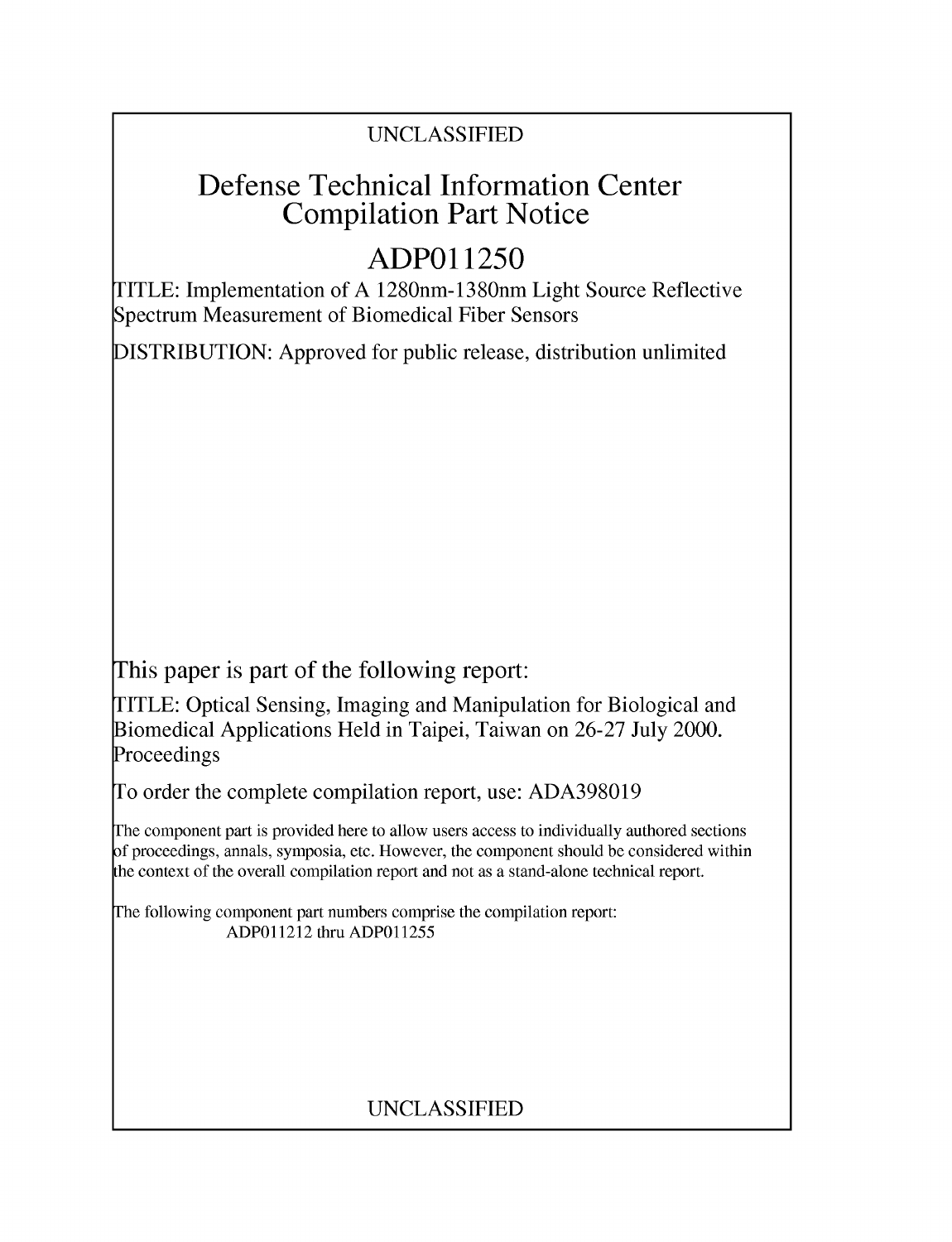UNCLASSIFIED

# Defense Technical Information Center Compilation Part Notice

# ADP011250

TITLE: Implementation of A 1280nm-1380nm Light Source Reflective Spectrum Measurement of Biomedical Fiber Sensors

DISTRIBUTION: Approved for public release, distribution unlimited

This paper is part of the following report:

TITLE: Optical Sensing, Imaging and Manipulation for Biological and Biomedical Applications Held in Taipei, Taiwan on 26-27 July 2000. Proceedings

To order the complete compilation report, use: ADA398019

The component part is provided here to allow users access to individually authored sections of proceedings, annals, symposia, etc. However, the component should be considered within the context of the overall compilation report and not as a stand-alone technical report.

The following component part numbers comprise the compilation report:
ADP011212 thru ADP011255

UNCLASSIFIED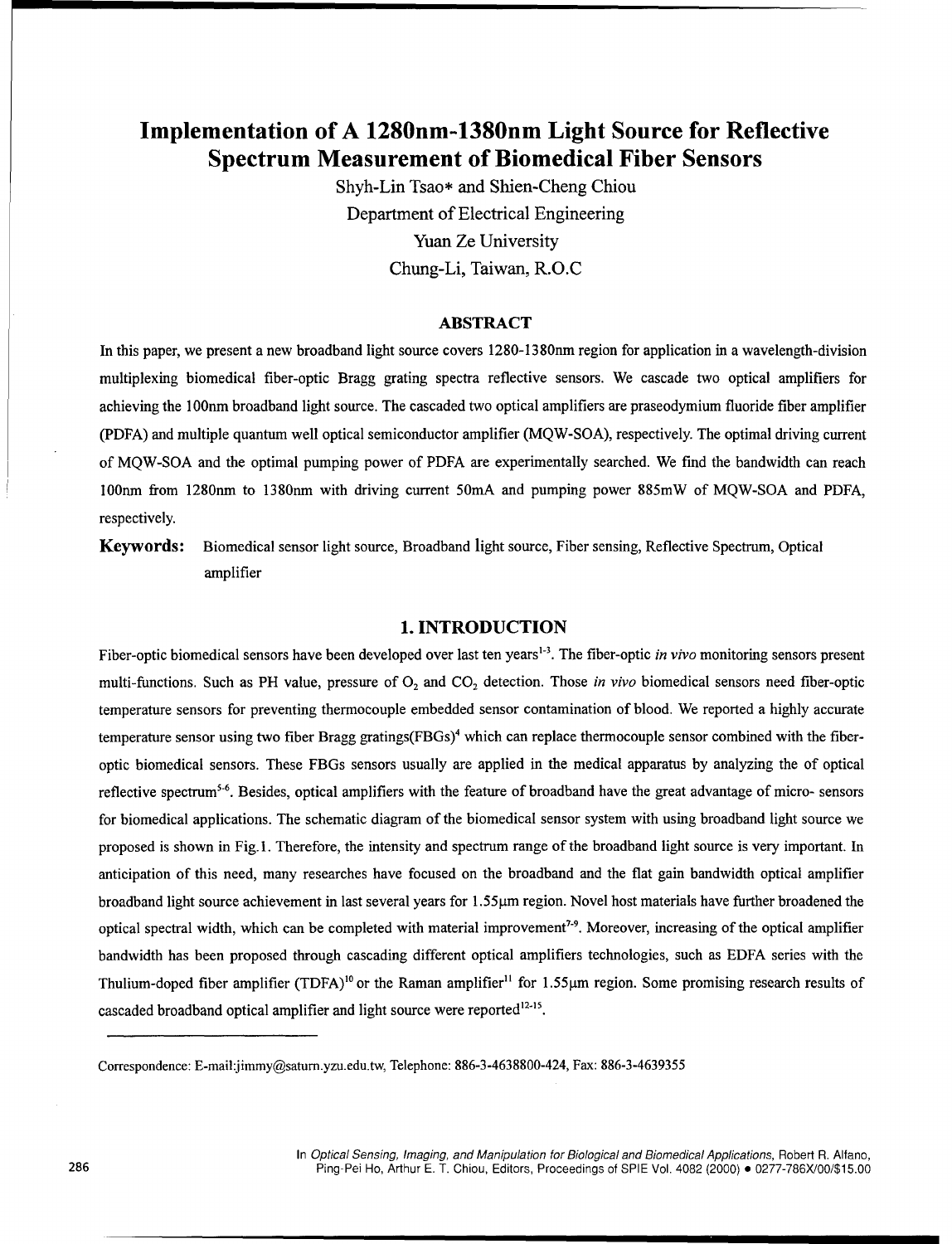# Implementation of A 1280nm-1380nm Light Source for Reflective Spectrum Measurement of Biomedical Fiber Sensors

Shyh-Lin Tsao* and Shien-Cheng Chiou

Department of Electrical Engineering

Yuan Ze University

Chung-Li, Taiwan, R.O.C

## ABSTRACT

In this paper, we present a new broadband light source covers 1280-1380nm region for application in a wavelength-division multiplexing biomedical fiber-optic Bragg grating spectra reflective sensors. We cascade two optical amplifiers for achieving the 100nm broadband light source. The cascaded two optical amplifiers are praseodymium fluoride fiber amplifier (PDFA) and multiple quantum well optical semiconductor amplifier (MQW-SOA), respectively. The optimal driving current of MQW-SOA and the optimal pumping power of PDFA are experimentally searched. We find the bandwidth can reach 100nm from 1280nm to 1380nm with driving current 50mA and pumping power 885mW of MQW-SOA and PDFA, respectively.

**Keywords:** Biomedical sensor light source, Broadband light source, Fiber sensing, Reflective Spectrum, Optical amplifier

## 1. INTRODUCTION

Fiber-optic biomedical sensors have been developed over last ten years[1-3]. The fiber-optic *in vivo* monitoring sensors present multi-functions. Such as PH value, pressure of $O_2$ and $CO_2$ detection. Those *in vivo* biomedical sensors need fiber-optic temperature sensors for preventing thermocouple embedded sensor contamination of blood. We reported a highly accurate temperature sensor using two fiber Bragg gratings(FBGs)[4] which can replace thermocouple sensor combined with the fiber-optic biomedical sensors. These FBGs sensors usually are applied in the medical apparatus by analyzing the of optical reflective spectrum[5-6]. Besides, optical amplifiers with the feature of broadband have the great advantage of micro- sensors for biomedical applications. The schematic diagram of the biomedical sensor system with using broadband light source we proposed is shown in Fig.1. Therefore, the intensity and spectrum range of the broadband light source is very important. In anticipation of this need, many researches have focused on the broadband and the flat gain bandwidth optical amplifier broadband light source achievement in last several years for 1.55μm region. Novel host materials have further broadened the optical spectral width, which can be completed with material improvement[7-9]. Moreover, increasing of the optical amplifier bandwidth has been proposed through cascading different optical amplifiers technologies, such as EDFA series with the Thulium-doped fiber amplifier (TDFA)[10] or the Raman amplifier[11] for 1.55μm region. Some promising research results of cascaded broadband optical amplifier and light source were reported[12-15].

Correspondence: E-mail:jimmy@saturn.yzu.edu.tw, Telephone: 886-3-4638800-424, Fax: 886-3-4639355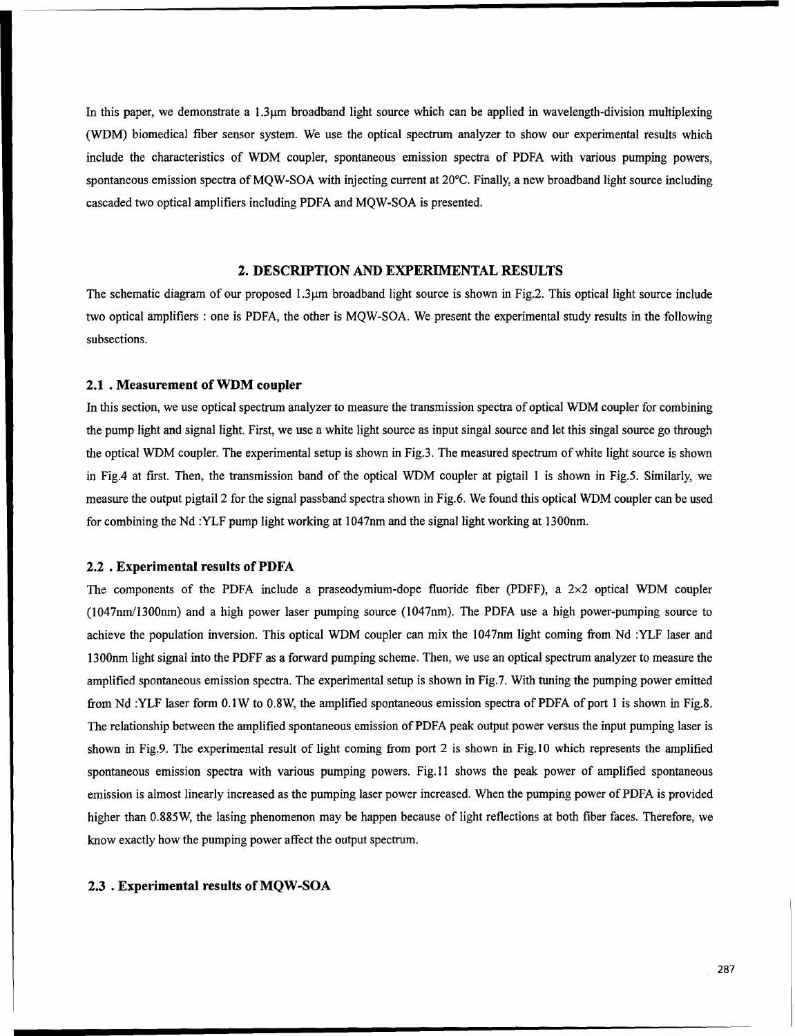In this paper, we demonstrate a 1.3μm broadband light source which can be applied in wavelength-division multiplexing (WDM) biomedical fiber sensor system. We use the optical spectrum analyzer to show our experimental results which include the characteristics of WDM coupler, spontaneous emission spectra of PDFA with various pumping powers, spontaneous emission spectra of MQW-SOA with injecting current at 20°C. Finally, a new broadband light source including cascaded two optical amplifiers including PDFA and MQW-SOA is presented.

## 2. DESCRIPTION AND EXPERIMENTAL RESULTS

The schematic diagram of our proposed 1.3μm broadband light source is shown in Fig.2. This optical light source include two optical amplifiers : one is PDFA, the other is MQW-SOA. We present the experimental study results in the following subsections.

### 2.1 . Measurement of WDM coupler

In this section, we use optical spectrum analyzer to measure the transmission spectra of optical WDM coupler for combining the pump light and signal light. First, we use a white light source as input singal source and let this singal source go through the optical WDM coupler. The experimental setup is shown in Fig.3. The measured spectrum of white light source is shown in Fig.4 at first. Then, the transmission band of the optical WDM coupler at pigtail 1 is shown in Fig.5. Similarly, we measure the output pigtail 2 for the signal passband spectra shown in Fig.6. We found this optical WDM coupler can be used for combining the Nd :YLF pump light working at 1047nm and the signal light working at 1300nm.

### 2.2 . Experimental results of PDFA

The components of the PDFA include a praseodymium-dope fluoride fiber (PDFF), a 2×2 optical WDM coupler (1047nm/1300nm) and a high power laser pumping source (1047nm). The PDFA use a high power-pumping source to achieve the population inversion. This optical WDM coupler can mix the 1047nm light coming from Nd :YLF laser and 1300nm light signal into the PDFF as a forward pumping scheme. Then, we use an optical spectrum analyzer to measure the amplified spontaneous emission spectra. The experimental setup is shown in Fig.7. With tuning the pumping power emitted from Nd :YLF laser form 0.1W to 0.8W, the amplified spontaneous emission spectra of PDFA of port 1 is shown in Fig.8. The relationship between the amplified spontaneous emission of PDFA peak output power versus the input pumping laser is shown in Fig.9. The experimental result of light coming from port 2 is shown in Fig.10 which represents the amplified spontaneous emission spectra with various pumping powers. Fig.11 shows the peak power of amplified spontaneous emission is almost linearly increased as the pumping laser power increased. When the pumping power of PDFA is provided higher than 0.885W, the lasing phenomenon may be happen because of light reflections at both fiber faces. Therefore, we know exactly how the pumping power affect the output spectrum.

### 2.3 . Experimental results of MQW-SOA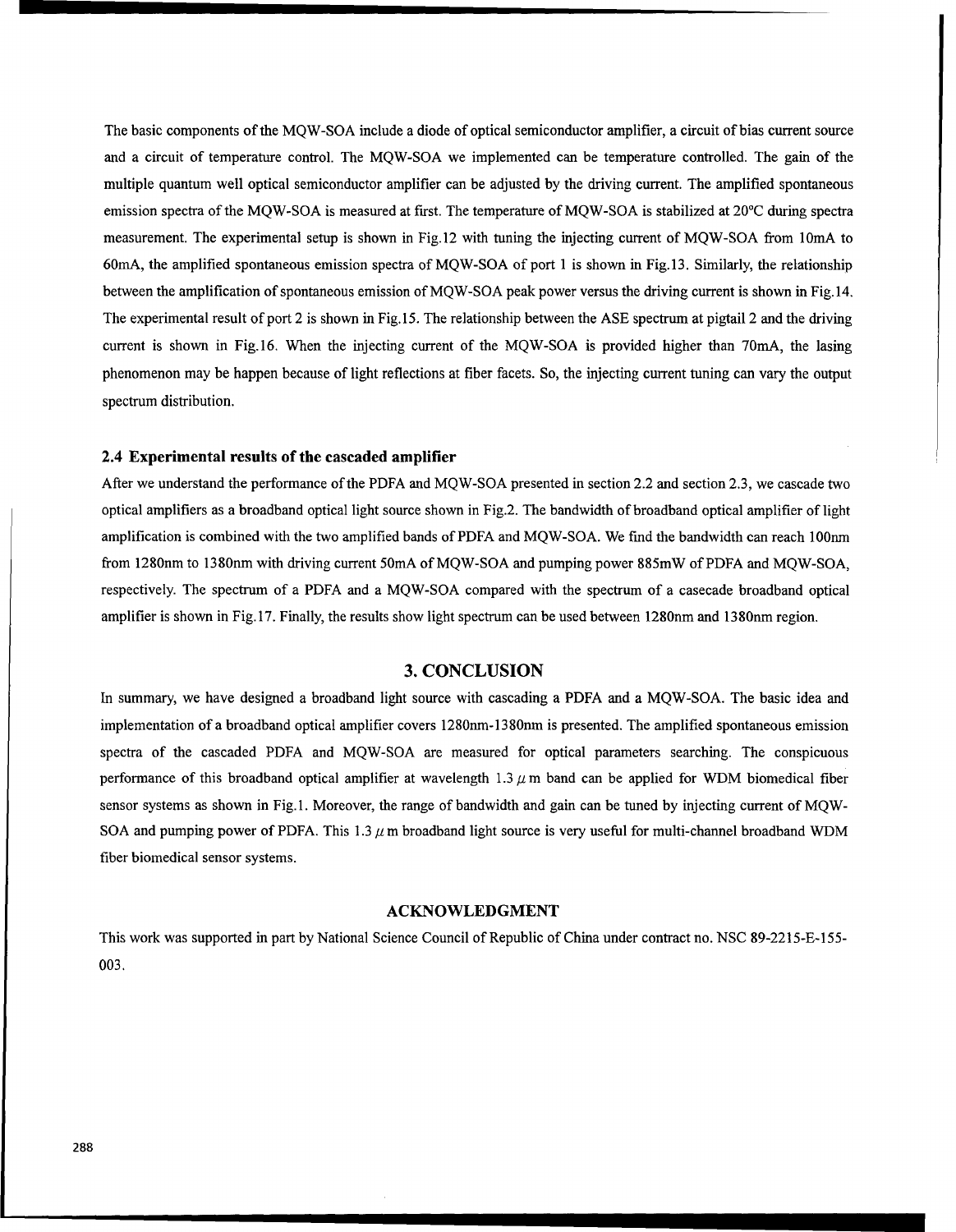The basic components of the MQW-SOA include a diode of optical semiconductor amplifier, a circuit of bias current source and a circuit of temperature control. The MQW-SOA we implemented can be temperature controlled. The gain of the multiple quantum well optical semiconductor amplifier can be adjusted by the driving current. The amplified spontaneous emission spectra of the MQW-SOA is measured at first. The temperature of MQW-SOA is stabilized at 20°C during spectra measurement. The experimental setup is shown in Fig.12 with tuning the injecting current of MQW-SOA from 10mA to 60mA, the amplified spontaneous emission spectra of MQW-SOA of port 1 is shown in Fig.13. Similarly, the relationship between the amplification of spontaneous emission of MQW-SOA peak power versus the driving current is shown in Fig.14. The experimental result of port 2 is shown in Fig.15. The relationship between the ASE spectrum at pigtail 2 and the driving current is shown in Fig.16. When the injecting current of the MQW-SOA is provided higher than 70mA, the lasing phenomenon may be happen because of light reflections at fiber facets. So, the injecting current tuning can vary the output spectrum distribution.

### 2.4 Experimental results of the cascaded amplifier

After we understand the performance of the PDFA and MQW-SOA presented in section 2.2 and section 2.3, we cascade two optical amplifiers as a broadband optical light source shown in Fig.2. The bandwidth of broadband optical amplifier of light amplification is combined with the two amplified bands of PDFA and MQW-SOA. We find the bandwidth can reach 100nm from 1280nm to 1380nm with driving current 50mA of MQW-SOA and pumping power 885mW of PDFA and MQW-SOA, respectively. The spectrum of a PDFA and a MQW-SOA compared with the spectrum of a casecade broadband optical amplifier is shown in Fig.17. Finally, the results show light spectrum can be used between 1280nm and 1380nm region.

## 3. CONCLUSION

In summary, we have designed a broadband light source with cascading a PDFA and a MQW-SOA. The basic idea and implementation of a broadband optical amplifier covers 1280nm-1380nm is presented. The amplified spontaneous emission spectra of the cascaded PDFA and MQW-SOA are measured for optical parameters searching. The conspicuous performance of this broadband optical amplifier at wavelength 1.3 $\mu$m band can be applied for WDM biomedical fiber sensor systems as shown in Fig.1. Moreover, the range of bandwidth and gain can be tuned by injecting current of MQW-SOA and pumping power of PDFA. This 1.3 $\mu$m broadband light source is very useful for multi-channel broadband WDM fiber biomedical sensor systems.

## ACKNOWLEDGMENT

This work was supported in part by National Science Council of Republic of China under contract no. NSC 89-2215-E-155-003.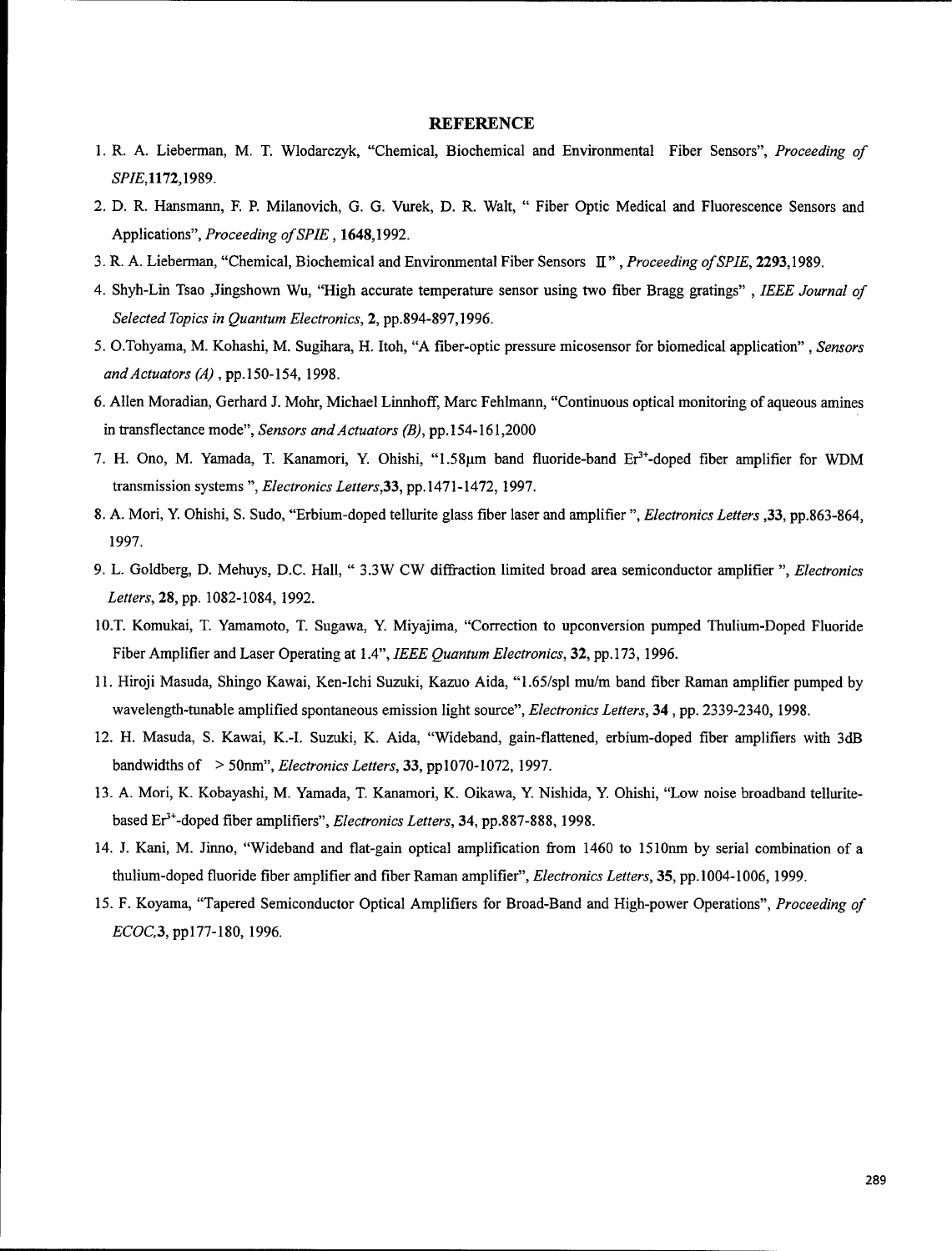# REFERENCE

1. R. A. Lieberman, M. T. Wlodarczyk, "Chemical, Biochemical and Environmental Fiber Sensors", *Proceeding of SPIE*,**1172**,1989.
2. D. R. Hansmann, F. P. Milanovich, G. G. Vurek, D. R. Walt, " Fiber Optic Medical and Fluorescence Sensors and Applications", *Proceeding of SPIE* , **1648**,1992.
3. R. A. Lieberman, "Chemical, Biochemical and Environmental Fiber Sensors Ⅱ" , *Proceeding of SPIE*, **2293**,1989.
4. Shyh-Lin Tsao ,Jingshown Wu, "High accurate temperature sensor using two fiber Bragg gratings" , *IEEE Journal of Selected Topics in Quantum Electronics*, **2**, pp.894-897,1996.
5. O.Tohyama, M. Kohashi, M. Sugihara, H. Itoh, "A fiber-optic pressure micosensor for biomedical application" , *Sensors and Actuators (A)* , pp.150-154, 1998.
6. Allen Moradian, Gerhard J. Mohr, Michael Linnhoff, Marc Fehlmann, "Continuous optical monitoring of aqueous amines in transflectance mode", *Sensors and Actuators (B)*, pp.154-161,2000
7. H. Ono, M. Yamada, T. Kanamori, Y. Ohishi, "1.58μm band fluoride-band $Er^{3+}$-doped fiber amplifier for WDM transmission systems ", *Electronics Letters*,**33**, pp.1471-1472, 1997.
8. A. Mori, Y. Ohishi, S. Sudo, "Erbium-doped tellurite glass fiber laser and amplifier ", *Electronics Letters* ,**33**, pp.863-864, 1997.
9. L. Goldberg, D. Mehuys, D.C. Hall, " 3.3W CW diffraction limited broad area semiconductor amplifier ", *Electronics Letters*, **28**, pp. 1082-1084, 1992.
10. T. Komukai, T. Yamamoto, T. Sugawa, Y. Miyajima, "Correction to upconversion pumped Thulium-Doped Fluoride Fiber Amplifier and Laser Operating at 1.4", *IEEE Quantum Electronics*, **32**, pp.173, 1996.
11. Hiroji Masuda, Shingo Kawai, Ken-Ichi Suzuki, Kazuo Aida, "1.65/spl mu/m band fiber Raman amplifier pumped by wavelength-tunable amplified spontaneous emission light source", *Electronics Letters*, **34** , pp. 2339-2340, 1998.
12. H. Masuda, S. Kawai, K.-I. Suzuki, K. Aida, "Wideband, gain-flattened, erbium-doped fiber amplifiers with 3dB bandwidths of > 50nm", *Electronics Letters*, **33**, pp1070-1072, 1997.
13. A. Mori, K. Kobayashi, M. Yamada, T. Kanamori, K. Oikawa, Y. Nishida, Y. Ohishi, "Low noise broadband tellurite-based $Er^{3+}$-doped fiber amplifiers", *Electronics Letters*, **34**, pp.887-888, 1998.
14. J. Kani, M. Jinno, "Wideband and flat-gain optical amplification from 1460 to 1510nm by serial combination of a thulium-doped fluoride fiber amplifier and fiber Raman amplifier", *Electronics Letters*, **35**, pp.1004-1006, 1999.
15. F. Koyama, "Tapered Semiconductor Optical Amplifiers for Broad-Band and High-power Operations", *Proceeding of ECOC*,**3**, pp177-180, 1996.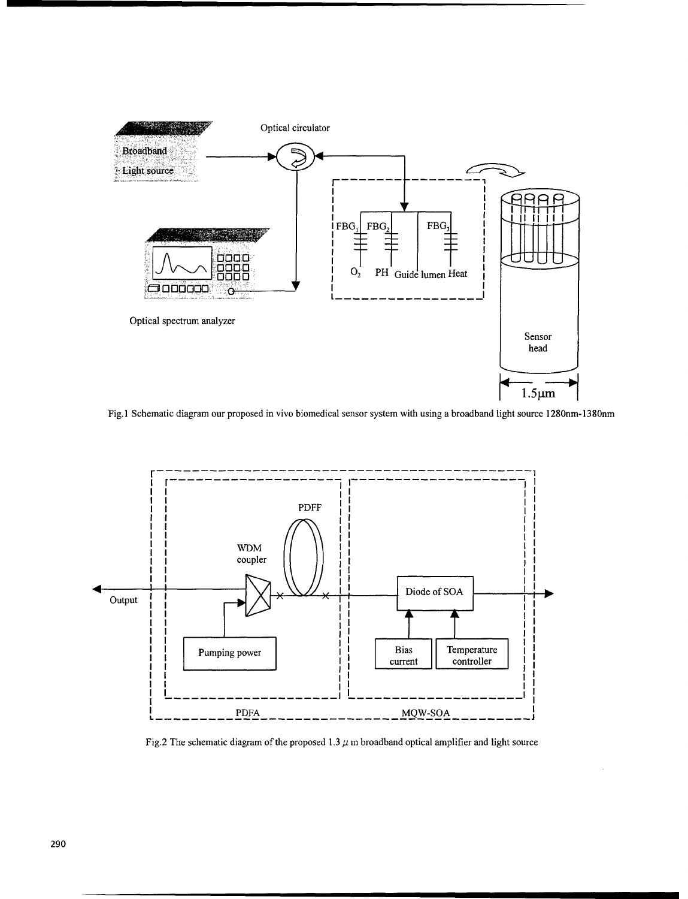Fig.1 Schematic diagram our proposed in vivo biomedical sensor system with using a broadband light source 1280nm-1380nm

Fig.2 The schematic diagram of the proposed 1.3 $\mu$ m broadband optical amplifier and light source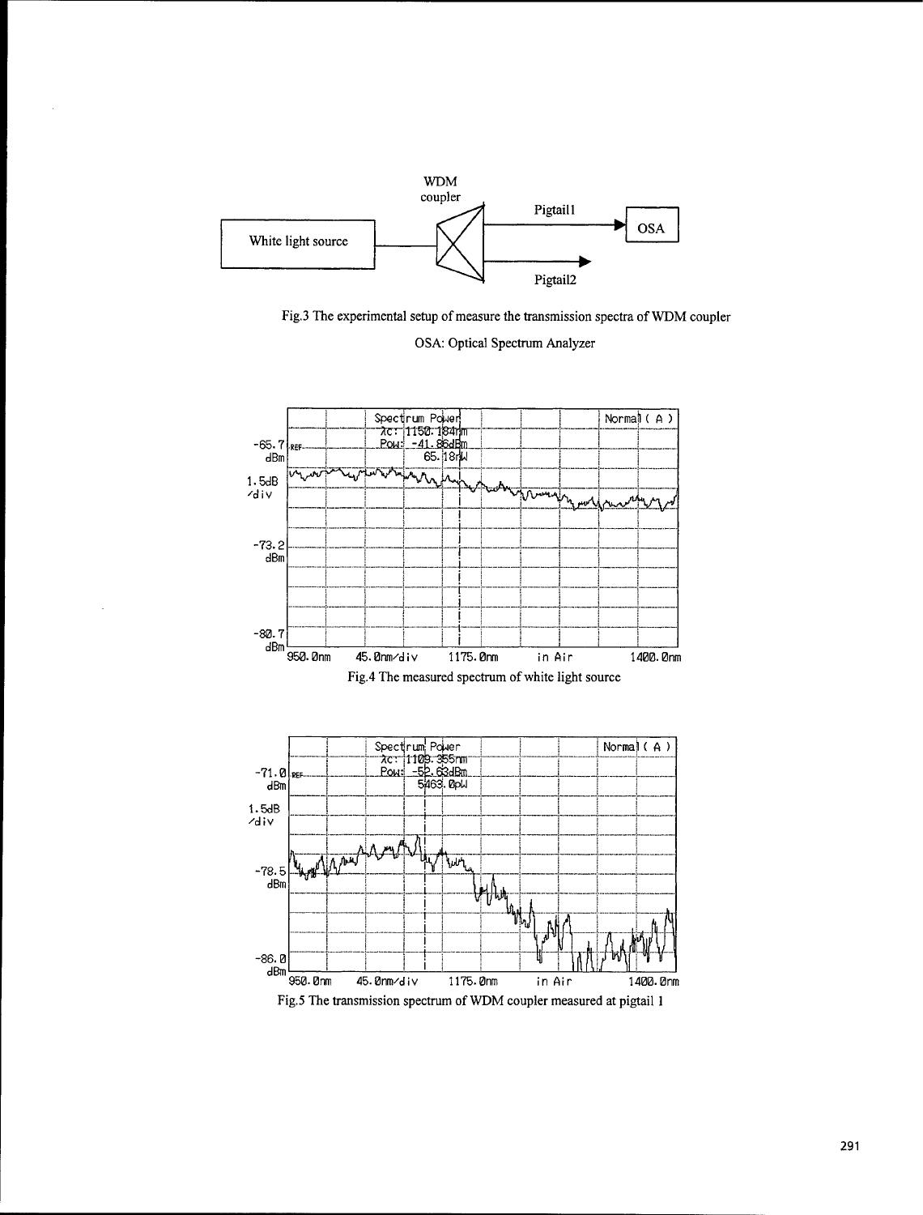Fig.3 The experimental setup of measure the transmission spectra of WDM coupler

OSA: Optical Spectrum Analyzer

Fig.4 The measured spectrum of white light source

Fig.5 The transmission spectrum of WDM coupler measured at pigtail 1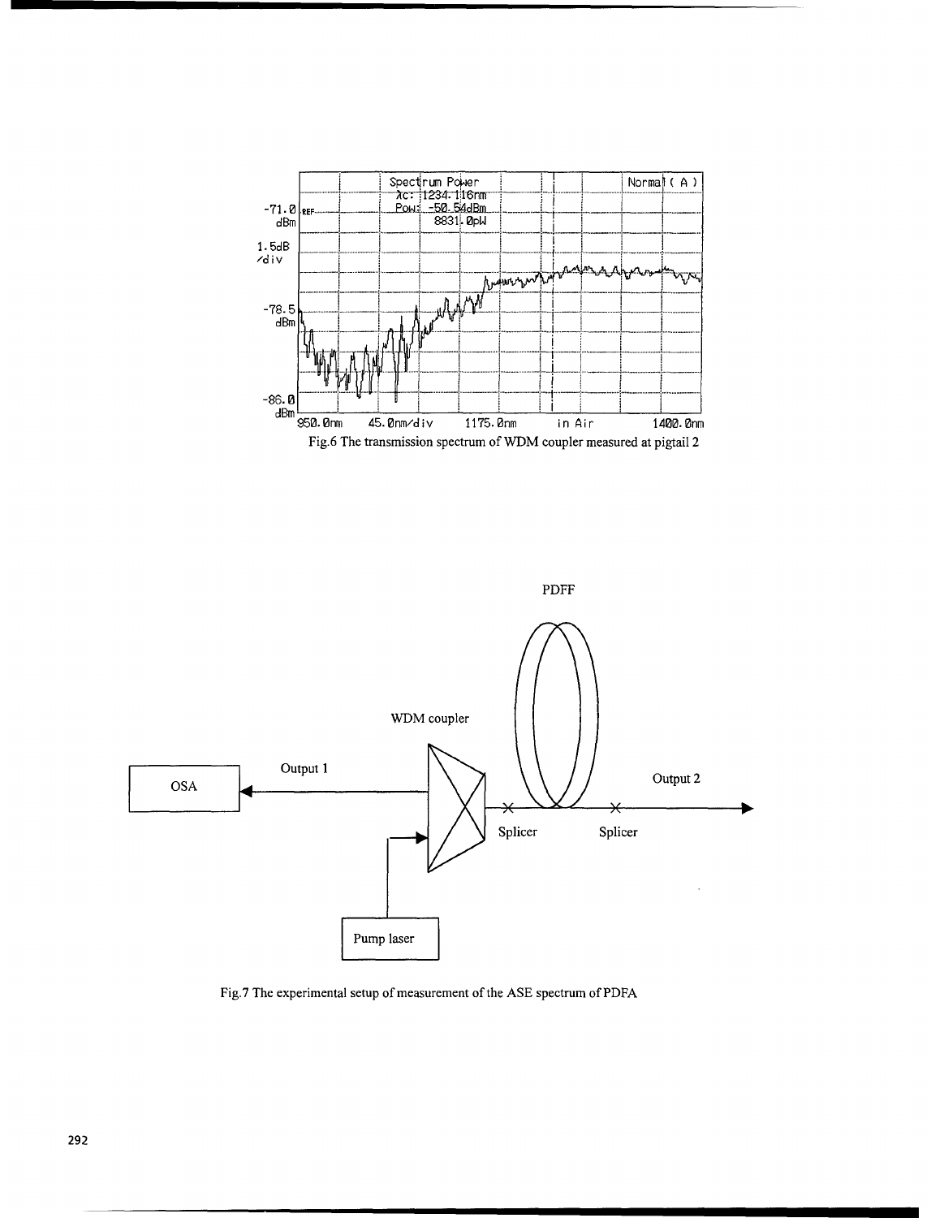Fig.6 The transmission spectrum of WDM coupler measured at pigtail 2

Fig.7 The experimental setup of measurement of the ASE spectrum of PDFA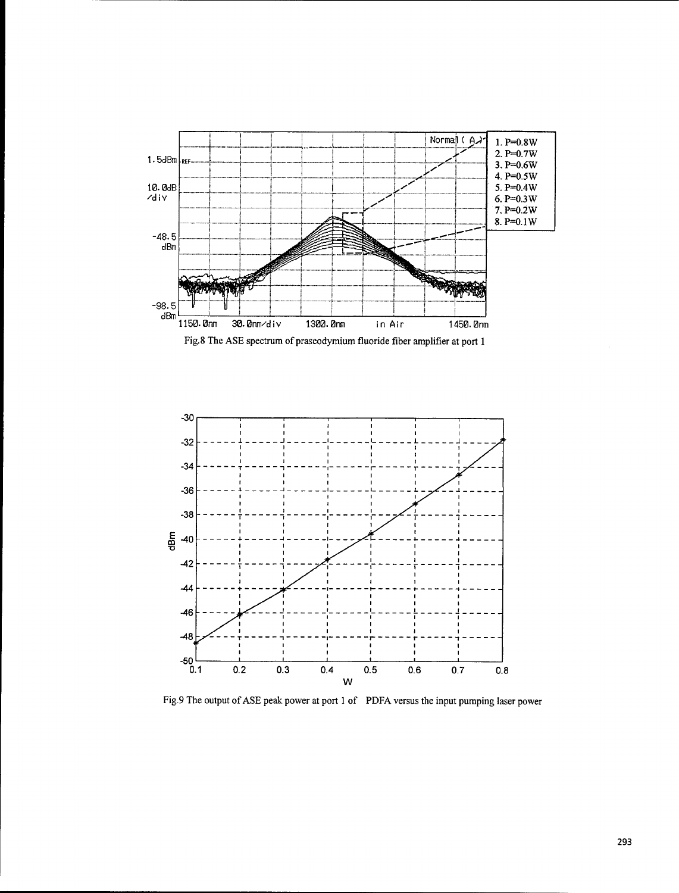Fig.8 The ASE spectrum of praseodymium fluoride fiber amplifier at port 1

Fig.9 The output of ASE peak power at port 1 of PDFA versus the input pumping laser power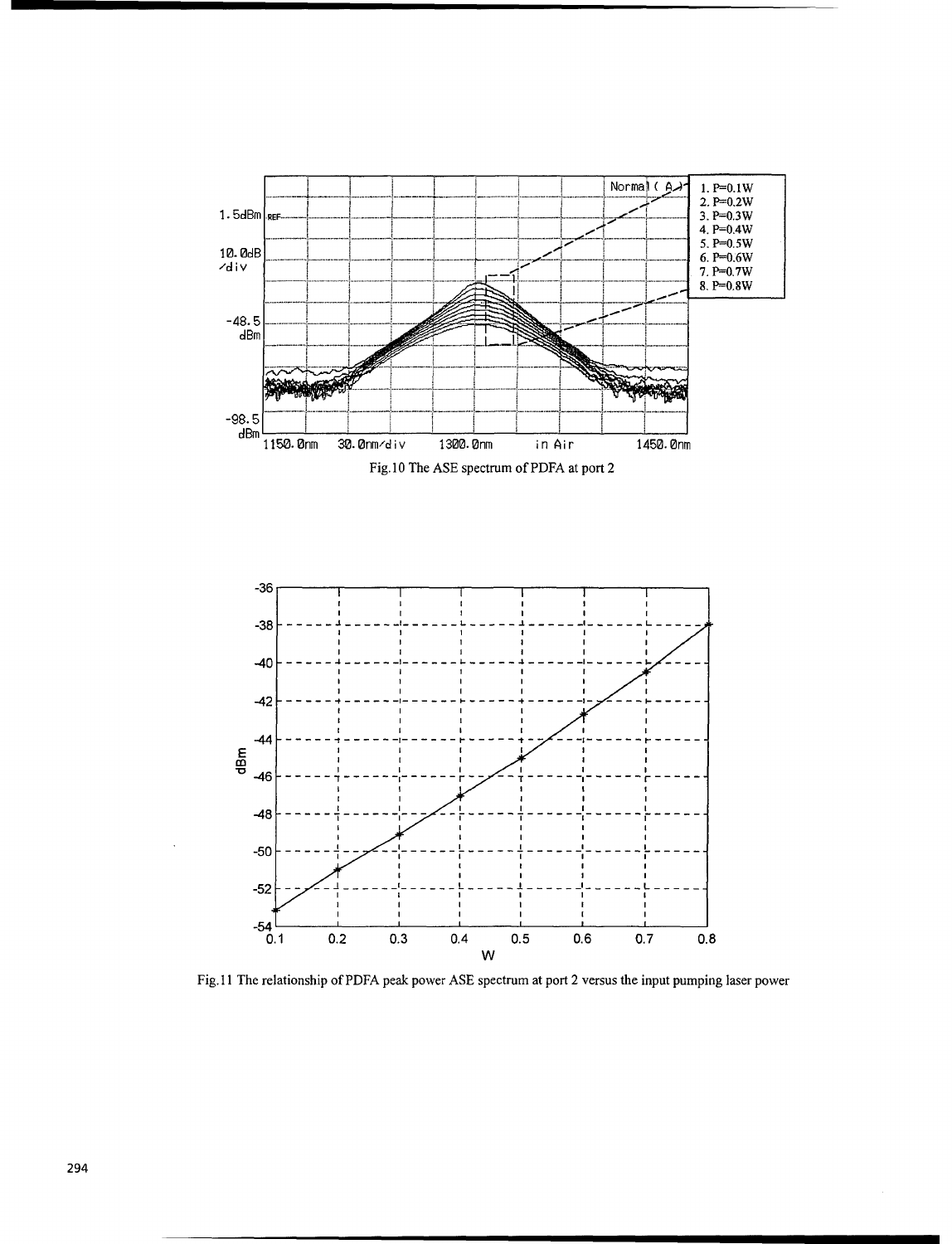Fig.10 The ASE spectrum of PDFA at port 2

Fig.11 The relationship of PDFA peak power ASE spectrum at port 2 versus the input pumping laser power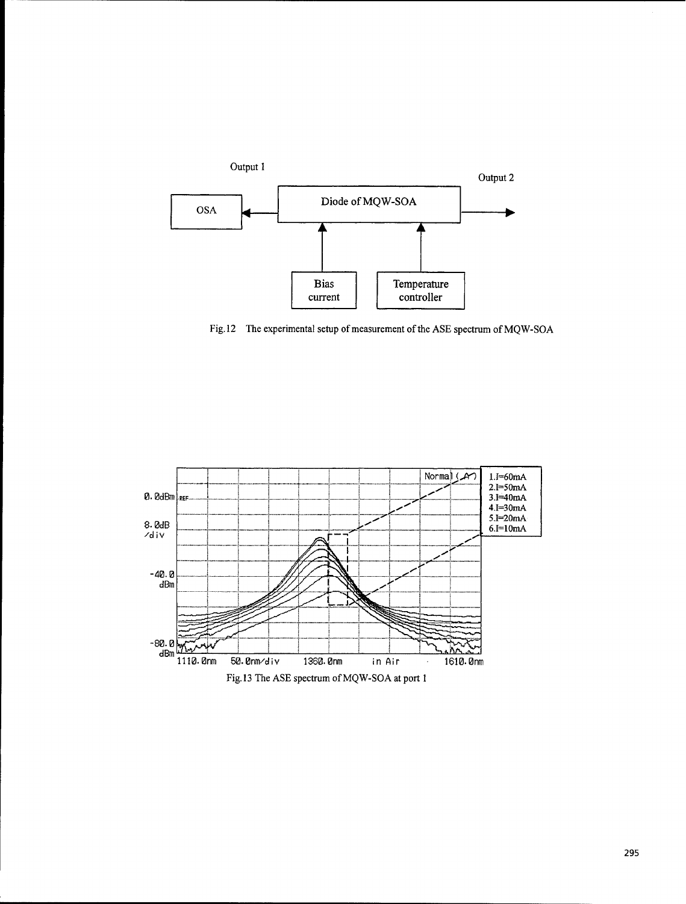Fig.12 The experimental setup of measurement of the ASE spectrum of MQW-SOA

Fig.13 The ASE spectrum of MQW-SOA at port 1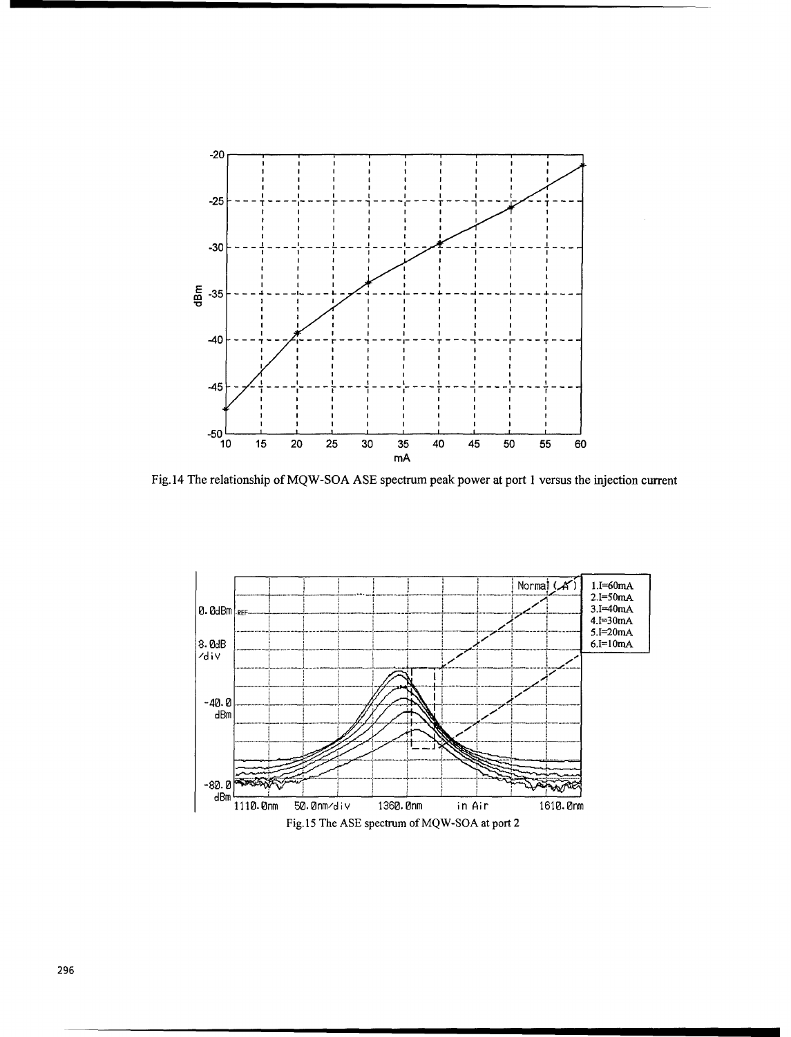Fig.14 The relationship of MQW-SOA ASE spectrum peak power at port 1 versus the injection current

Fig.15 The ASE spectrum of MQW-SOA at port 2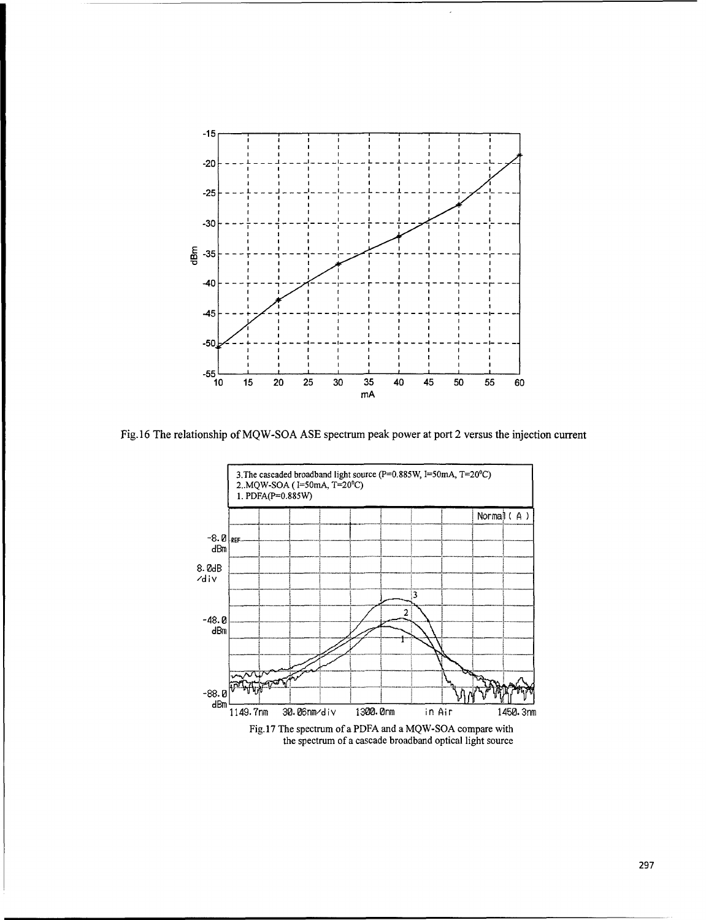-15
-20
-25
-30
-35
-40
-45
-50
-55
dBm
10 15 20 25 30 35 40 45 50 55 60
mA

Fig.16 The relationship of MQW-SOA ASE spectrum peak power at port 2 versus the injection current

3.The cascaded broadband light source (P=0.885W, I=50mA, T=20°C)
2..MQW-SOA ( I=50mA, T=20°C)
1. PDFA(P=0.885W)

Normal ( A )
-8.0 dBm REF
8.0dB /div
-48.0 dBm
-88.0 dBm
1149.7nm 30.06nm/div 1300.0nm in Air 1450.3nm
3
2
1

Fig.17 The spectrum of a PDFA and a MQW-SOA compare with the spectrum of a cascade broadband optical light source